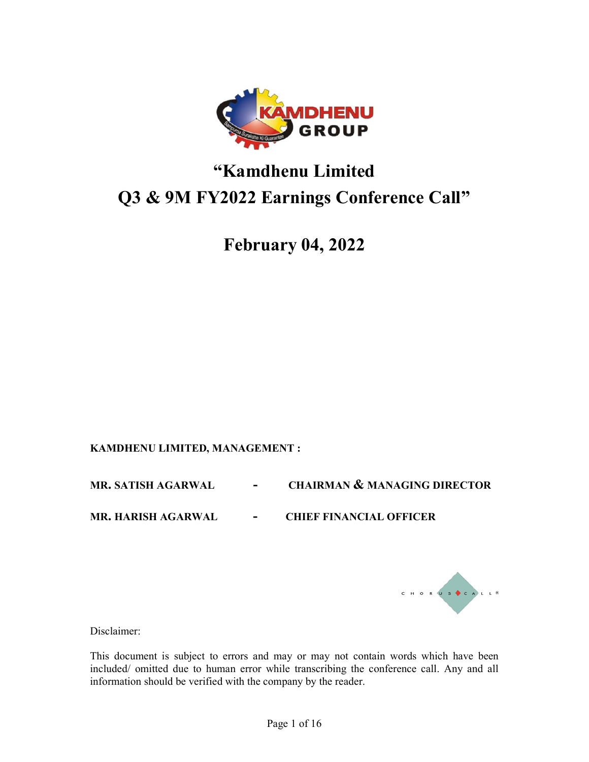# "Kamdhenu Limited
# Q3 & 9M FY2022 Earnings Conference Call"

## February 04, 2022

**KAMDHENU LIMITED, MANAGEMENT :**

**MR. SATISH AGARWAL - CHAIRMAN & MANAGING DIRECTOR**

**MR. HARISH AGARWAL - CHIEF FINANCIAL OFFICER**

Disclaimer:

This document is subject to errors and may or may not contain words which have been included/ omitted due to human error while transcribing the conference call. Any and all information should be verified with the company by the reader.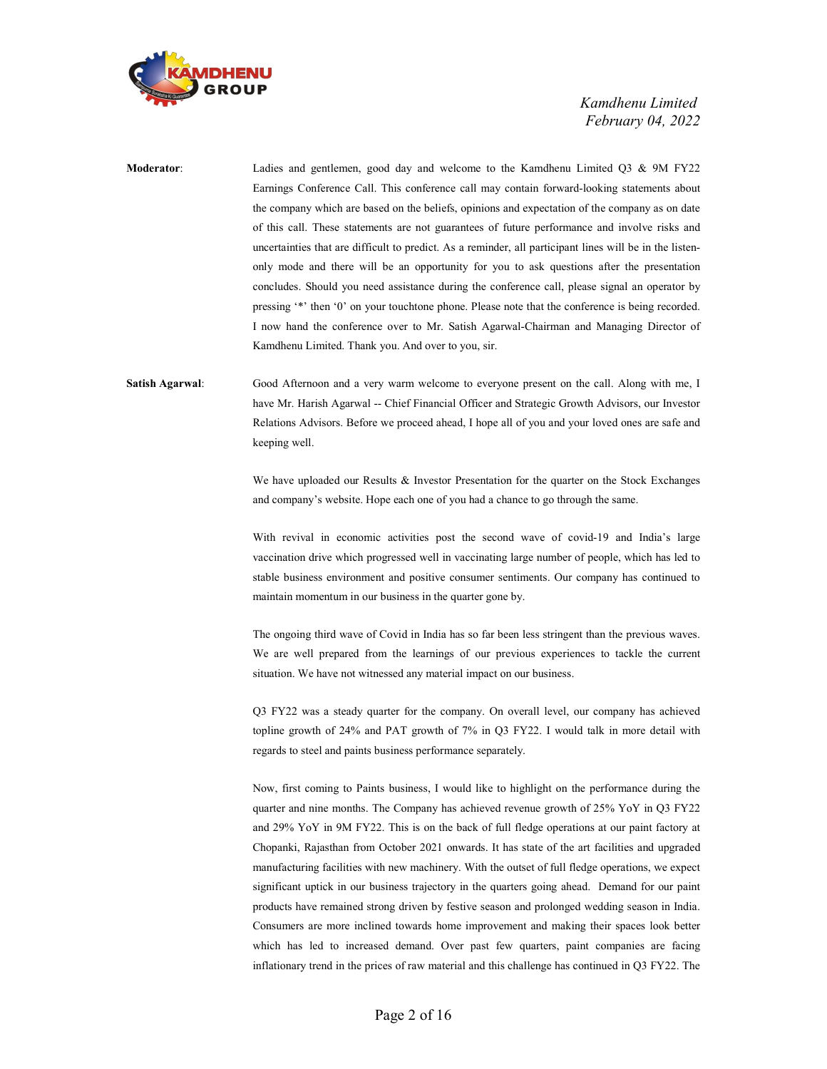**Moderator**: Ladies and gentlemen, good day and welcome to the Kamdhenu Limited Q3 & 9M FY22 Earnings Conference Call. This conference call may contain forward-looking statements about the company which are based on the beliefs, opinions and expectation of the company as on date of this call. These statements are not guarantees of future performance and involve risks and uncertainties that are difficult to predict. As a reminder, all participant lines will be in the listen-only mode and there will be an opportunity for you to ask questions after the presentation concludes. Should you need assistance during the conference call, please signal an operator by pressing '*' then '0' on your touchtone phone. Please note that the conference is being recorded. I now hand the conference over to Mr. Satish Agarwal-Chairman and Managing Director of Kamdhenu Limited. Thank you. And over to you, sir.

**Satish Agarwal**: Good Afternoon and a very warm welcome to everyone present on the call. Along with me, I have Mr. Harish Agarwal -- Chief Financial Officer and Strategic Growth Advisors, our Investor Relations Advisors. Before we proceed ahead, I hope all of you and your loved ones are safe and keeping well.

We have uploaded our Results & Investor Presentation for the quarter on the Stock Exchanges and company's website. Hope each one of you had a chance to go through the same.

With revival in economic activities post the second wave of covid-19 and India's large vaccination drive which progressed well in vaccinating large number of people, which has led to stable business environment and positive consumer sentiments. Our company has continued to maintain momentum in our business in the quarter gone by.

The ongoing third wave of Covid in India has so far been less stringent than the previous waves. We are well prepared from the learnings of our previous experiences to tackle the current situation. We have not witnessed any material impact on our business.

Q3 FY22 was a steady quarter for the company. On overall level, our company has achieved topline growth of 24% and PAT growth of 7% in Q3 FY22. I would talk in more detail with regards to steel and paints business performance separately.

Now, first coming to Paints business, I would like to highlight on the performance during the quarter and nine months. The Company has achieved revenue growth of 25% YoY in Q3 FY22 and 29% YoY in 9M FY22. This is on the back of full fledge operations at our paint factory at Chopanki, Rajasthan from October 2021 onwards. It has state of the art facilities and upgraded manufacturing facilities with new machinery. With the outset of full fledge operations, we expect significant uptick in our business trajectory in the quarters going ahead. Demand for our paint products have remained strong driven by festive season and prolonged wedding season in India. Consumers are more inclined towards home improvement and making their spaces look better which has led to increased demand. Over past few quarters, paint companies are facing inflationary trend in the prices of raw material and this challenge has continued in Q3 FY22. The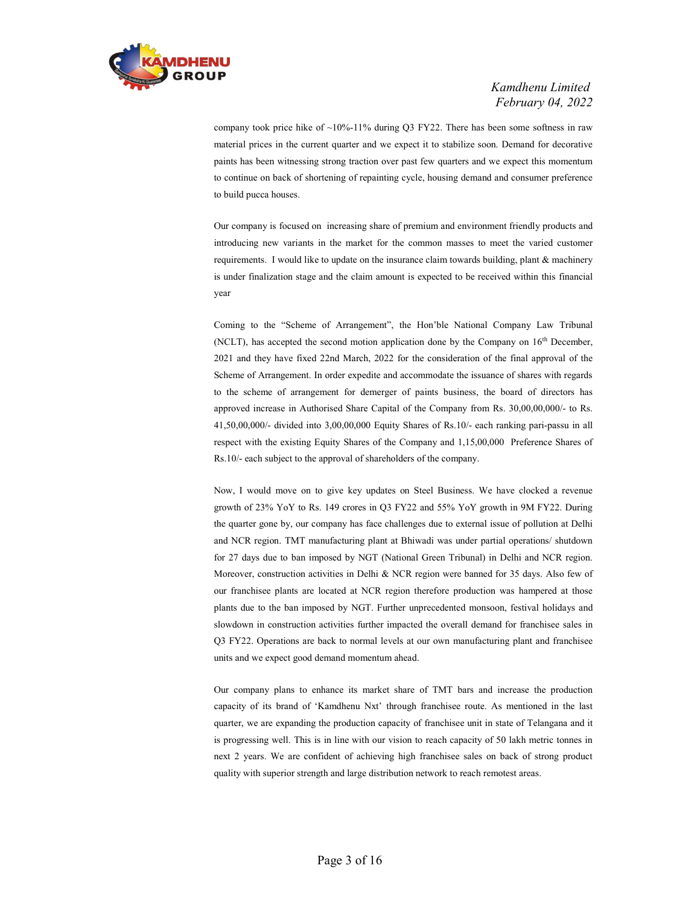company took price hike of ~10%-11% during Q3 FY22. There has been some softness in raw material prices in the current quarter and we expect it to stabilize soon. Demand for decorative paints has been witnessing strong traction over past few quarters and we expect this momentum to continue on back of shortening of repainting cycle, housing demand and consumer preference to build pucca houses.

Our company is focused on increasing share of premium and environment friendly products and introducing new variants in the market for the common masses to meet the varied customer requirements. I would like to update on the insurance claim towards building, plant & machinery is under finalization stage and the claim amount is expected to be received within this financial year

Coming to the "Scheme of Arrangement", the Hon'ble National Company Law Tribunal (NCLT), has accepted the second motion application done by the Company on 16th December, 2021 and they have fixed 22nd March, 2022 for the consideration of the final approval of the Scheme of Arrangement. In order expedite and accommodate the issuance of shares with regards to the scheme of arrangement for demerger of paints business, the board of directors has approved increase in Authorised Share Capital of the Company from Rs. 30,00,00,000/- to Rs. 41,50,00,000/- divided into 3,00,00,000 Equity Shares of Rs.10/- each ranking pari-passu in all respect with the existing Equity Shares of the Company and 1,15,00,000 Preference Shares of Rs.10/- each subject to the approval of shareholders of the company.

Now, I would move on to give key updates on Steel Business. We have clocked a revenue growth of 23% YoY to Rs. 149 crores in Q3 FY22 and 55% YoY growth in 9M FY22. During the quarter gone by, our company has face challenges due to external issue of pollution at Delhi and NCR region. TMT manufacturing plant at Bhiwadi was under partial operations/ shutdown for 27 days due to ban imposed by NGT (National Green Tribunal) in Delhi and NCR region. Moreover, construction activities in Delhi & NCR region were banned for 35 days. Also few of our franchisee plants are located at NCR region therefore production was hampered at those plants due to the ban imposed by NGT. Further unprecedented monsoon, festival holidays and slowdown in construction activities further impacted the overall demand for franchisee sales in Q3 FY22. Operations are back to normal levels at our own manufacturing plant and franchisee units and we expect good demand momentum ahead.

Our company plans to enhance its market share of TMT bars and increase the production capacity of its brand of 'Kamdhenu Nxt' through franchisee route. As mentioned in the last quarter, we are expanding the production capacity of franchisee unit in state of Telangana and it is progressing well. This is in line with our vision to reach capacity of 50 lakh metric tonnes in next 2 years. We are confident of achieving high franchisee sales on back of strong product quality with superior strength and large distribution network to reach remotest areas.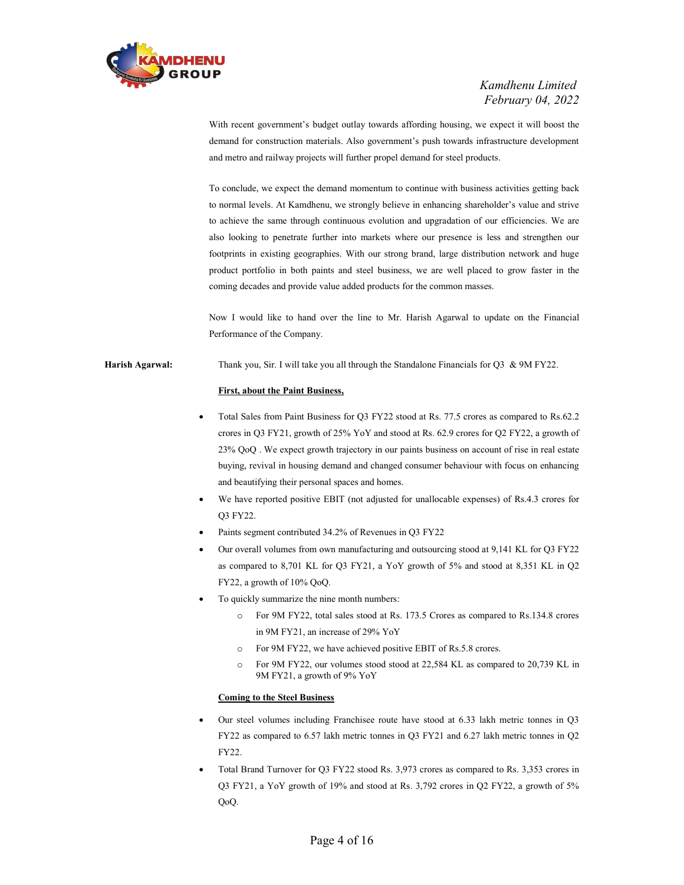With recent government's budget outlay towards affording housing, we expect it will boost the demand for construction materials. Also government's push towards infrastructure development and metro and railway projects will further propel demand for steel products.

To conclude, we expect the demand momentum to continue with business activities getting back to normal levels. At Kamdhenu, we strongly believe in enhancing shareholder's value and strive to achieve the same through continuous evolution and upgradation of our efficiencies. We are also looking to penetrate further into markets where our presence is less and strengthen our footprints in existing geographies. With our strong brand, large distribution network and huge product portfolio in both paints and steel business, we are well placed to grow faster in the coming decades and provide value added products for the common masses.

Now I would like to hand over the line to Mr. Harish Agarwal to update on the Financial Performance of the Company.

**Harish Agarwal:** Thank you, Sir. I will take you all through the Standalone Financials for Q3 & 9M FY22.

**First, about the Paint Business,**

- Total Sales from Paint Business for Q3 FY22 stood at Rs. 77.5 crores as compared to Rs.62.2 crores in Q3 FY21, growth of 25% YoY and stood at Rs. 62.9 crores for Q2 FY22, a growth of 23% QoQ . We expect growth trajectory in our paints business on account of rise in real estate buying, revival in housing demand and changed consumer behaviour with focus on enhancing and beautifying their personal spaces and homes.
- We have reported positive EBIT (not adjusted for unallocable expenses) of Rs.4.3 crores for Q3 FY22.
- Paints segment contributed 34.2% of Revenues in Q3 FY22
- Our overall volumes from own manufacturing and outsourcing stood at 9,141 KL for Q3 FY22 as compared to 8,701 KL for Q3 FY21, a YoY growth of 5% and stood at 8,351 KL in Q2 FY22, a growth of 10% QoQ.
- To quickly summarize the nine month numbers:
  - For 9M FY22, total sales stood at Rs. 173.5 Crores as compared to Rs.134.8 crores in 9M FY21, an increase of 29% YoY
  - For 9M FY22, we have achieved positive EBIT of Rs.5.8 crores.
  - For 9M FY22, our volumes stood stood at 22,584 KL as compared to 20,739 KL in 9M FY21, a growth of 9% YoY

**Coming to the Steel Business**

- Our steel volumes including Franchisee route have stood at 6.33 lakh metric tonnes in Q3 FY22 as compared to 6.57 lakh metric tonnes in Q3 FY21 and 6.27 lakh metric tonnes in Q2 FY22.
- Total Brand Turnover for Q3 FY22 stood Rs. 3,973 crores as compared to Rs. 3,353 crores in Q3 FY21, a YoY growth of 19% and stood at Rs. 3,792 crores in Q2 FY22, a growth of 5% QoQ.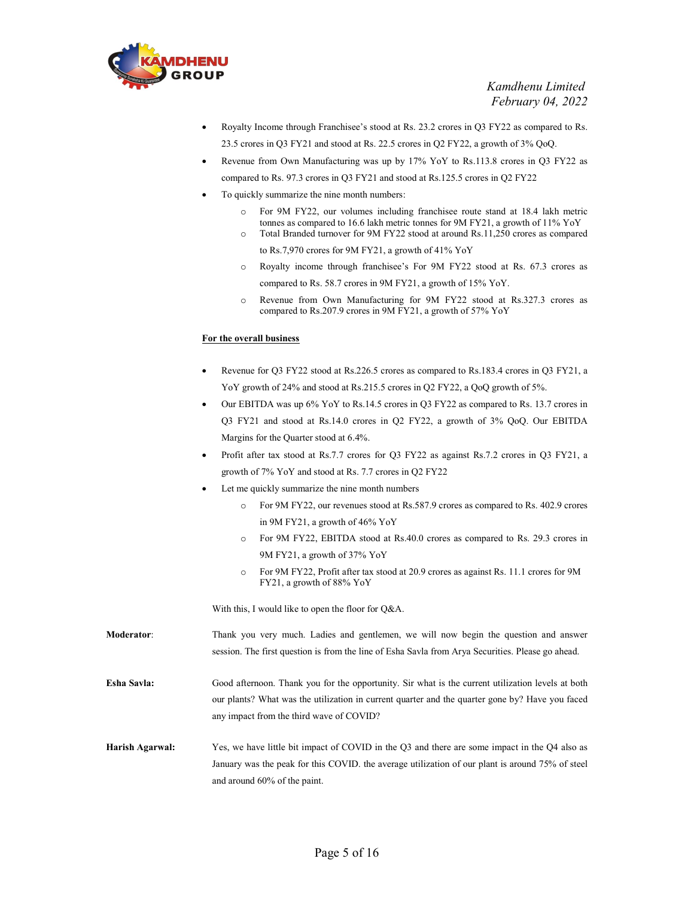- Royalty Income through Franchisee's stood at Rs. 23.2 crores in Q3 FY22 as compared to Rs. 23.5 crores in Q3 FY21 and stood at Rs. 22.5 crores in Q2 FY22, a growth of 3% QoQ.
- Revenue from Own Manufacturing was up by 17% YoY to Rs.113.8 crores in Q3 FY22 as compared to Rs. 97.3 crores in Q3 FY21 and stood at Rs.125.5 crores in Q2 FY22
- To quickly summarize the nine month numbers:
    - For 9M FY22, our volumes including franchisee route stand at 18.4 lakh metric tonnes as compared to 16.6 lakh metric tonnes for 9M FY21, a growth of 11% YoY
    - Total Branded turnover for 9M FY22 stood at around Rs.11,250 crores as compared to Rs.7,970 crores for 9M FY21, a growth of 41% YoY
    - Royalty income through franchisee's For 9M FY22 stood at Rs. 67.3 crores as compared to Rs. 58.7 crores in 9M FY21, a growth of 15% YoY.
    - Revenue from Own Manufacturing for 9M FY22 stood at Rs.327.3 crores as compared to Rs.207.9 crores in 9M FY21, a growth of 57% YoY

**For the overall business**

- Revenue for Q3 FY22 stood at Rs.226.5 crores as compared to Rs.183.4 crores in Q3 FY21, a YoY growth of 24% and stood at Rs.215.5 crores in Q2 FY22, a QoQ growth of 5%.
- Our EBITDA was up 6% YoY to Rs.14.5 crores in Q3 FY22 as compared to Rs. 13.7 crores in Q3 FY21 and stood at Rs.14.0 crores in Q2 FY22, a growth of 3% QoQ. Our EBITDA Margins for the Quarter stood at 6.4%.
- Profit after tax stood at Rs.7.7 crores for Q3 FY22 as against Rs.7.2 crores in Q3 FY21, a growth of 7% YoY and stood at Rs. 7.7 crores in Q2 FY22
- Let me quickly summarize the nine month numbers
    - For 9M FY22, our revenues stood at Rs.587.9 crores as compared to Rs. 402.9 crores in 9M FY21, a growth of 46% YoY
    - For 9M FY22, EBITDA stood at Rs.40.0 crores as compared to Rs. 29.3 crores in 9M FY21, a growth of 37% YoY
    - For 9M FY22, Profit after tax stood at 20.9 crores as against Rs. 11.1 crores for 9M FY21, a growth of 88% YoY

With this, I would like to open the floor for Q&A.

**Moderator**: Thank you very much. Ladies and gentlemen, we will now begin the question and answer session. The first question is from the line of Esha Savla from Arya Securities. Please go ahead.

**Esha Savla:** Good afternoon. Thank you for the opportunity. Sir what is the current utilization levels at both our plants? What was the utilization in current quarter and the quarter gone by? Have you faced any impact from the third wave of COVID?

**Harish Agarwal:** Yes, we have little bit impact of COVID in the Q3 and there are some impact in the Q4 also as January was the peak for this COVID. the average utilization of our plant is around 75% of steel and around 60% of the paint.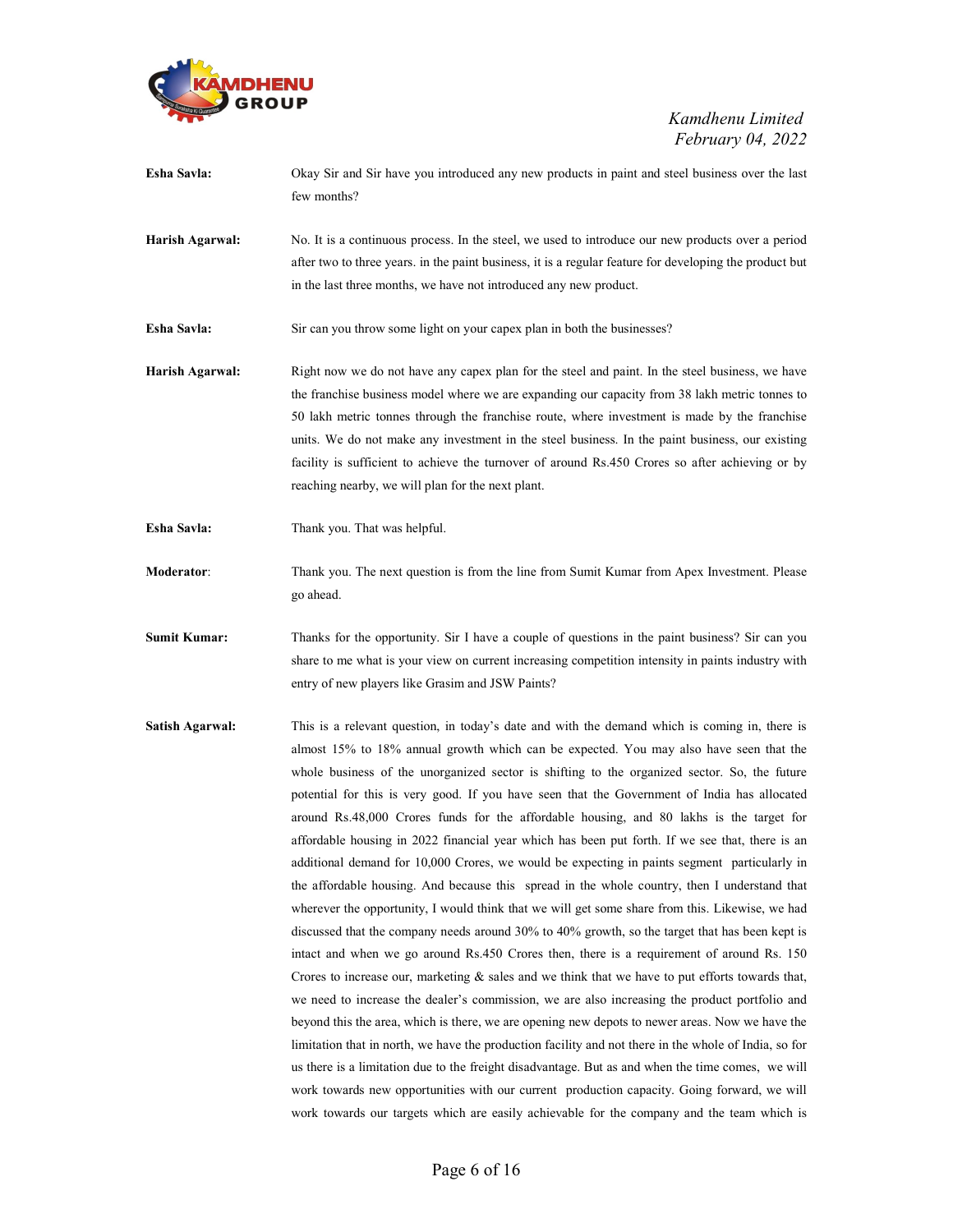**Esha Savla:** Okay Sir and Sir have you introduced any new products in paint and steel business over the last few months?

**Harish Agarwal:** No. It is a continuous process. In the steel, we used to introduce our new products over a period after two to three years. in the paint business, it is a regular feature for developing the product but in the last three months, we have not introduced any new product.

**Esha Savla:** Sir can you throw some light on your capex plan in both the businesses?

**Harish Agarwal:** Right now we do not have any capex plan for the steel and paint. In the steel business, we have the franchise business model where we are expanding our capacity from 38 lakh metric tonnes to 50 lakh metric tonnes through the franchise route, where investment is made by the franchise units. We do not make any investment in the steel business. In the paint business, our existing facility is sufficient to achieve the turnover of around Rs.450 Crores so after achieving or by reaching nearby, we will plan for the next plant.

**Esha Savla:** Thank you. That was helpful.

**Moderator:** Thank you. The next question is from the line from Sumit Kumar from Apex Investment. Please go ahead.

**Sumit Kumar:** Thanks for the opportunity. Sir I have a couple of questions in the paint business? Sir can you share to me what is your view on current increasing competition intensity in paints industry with entry of new players like Grasim and JSW Paints?

**Satish Agarwal:** This is a relevant question, in today's date and with the demand which is coming in, there is almost 15% to 18% annual growth which can be expected. You may also have seen that the whole business of the unorganized sector is shifting to the organized sector. So, the future potential for this is very good. If you have seen that the Government of India has allocated around Rs.48,000 Crores funds for the affordable housing, and 80 lakhs is the target for affordable housing in 2022 financial year which has been put forth. If we see that, there is an additional demand for 10,000 Crores, we would be expecting in paints segment particularly in the affordable housing. And because this spread in the whole country, then I understand that wherever the opportunity, I would think that we will get some share from this. Likewise, we had discussed that the company needs around 30% to 40% growth, so the target that has been kept is intact and when we go around Rs.450 Crores then, there is a requirement of around Rs. 150 Crores to increase our, marketing & sales and we think that we have to put efforts towards that, we need to increase the dealer's commission, we are also increasing the product portfolio and beyond this the area, which is there, we are opening new depots to newer areas. Now we have the limitation that in north, we have the production facility and not there in the whole of India, so for us there is a limitation due to the freight disadvantage. But as and when the time comes, we will work towards new opportunities with our current production capacity. Going forward, we will work towards our targets which are easily achievable for the company and the team which is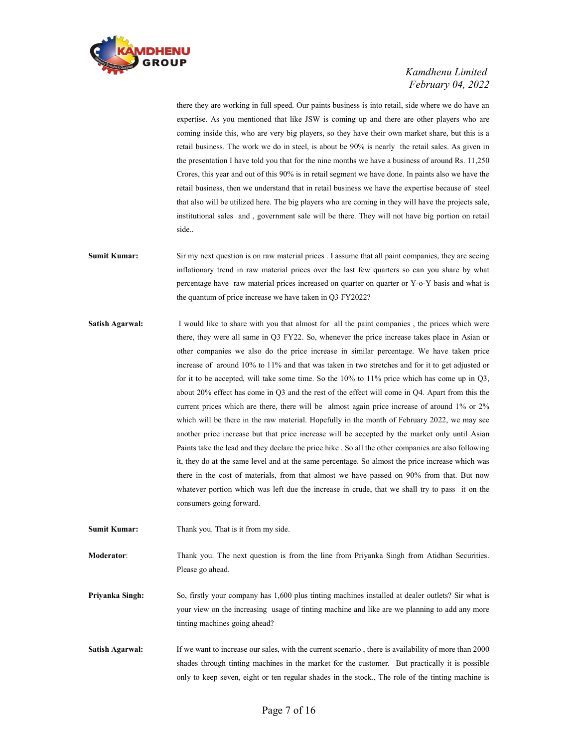there they are working in full speed. Our paints business is into retail, side where we do have an expertise. As you mentioned that like JSW is coming up and there are other players who are coming inside this, who are very big players, so they have their own market share, but this is a retail business. The work we do in steel, is about be 90% is nearly the retail sales. As given in the presentation I have told you that for the nine months we have a business of around Rs. 11,250 Crores, this year and out of this 90% is in retail segment we have done. In paints also we have the retail business, then we understand that in retail business we have the expertise because of steel that also will be utilized here. The big players who are coming in they will have the projects sale, institutional sales and , government sale will be there. They will not have big portion on retail side..

**Sumit Kumar:** Sir my next question is on raw material prices . I assume that all paint companies, they are seeing inflationary trend in raw material prices over the last few quarters so can you share by what percentage have raw material prices increased on quarter on quarter or Y-o-Y basis and what is the quantum of price increase we have taken in Q3 FY2022?

**Satish Agarwal:** I would like to share with you that almost for all the paint companies , the prices which were there, they were all same in Q3 FY22. So, whenever the price increase takes place in Asian or other companies we also do the price increase in similar percentage. We have taken price increase of around 10% to 11% and that was taken in two stretches and for it to get adjusted or for it to be accepted, will take some time. So the 10% to 11% price which has come up in Q3, about 20% effect has come in Q3 and the rest of the effect will come in Q4. Apart from this the current prices which are there, there will be almost again price increase of around 1% or 2% which will be there in the raw material. Hopefully in the month of February 2022, we may see another price increase but that price increase will be accepted by the market only until Asian Paints take the lead and they declare the price hike . So all the other companies are also following it, they do at the same level and at the same percentage. So almost the price increase which was there in the cost of materials, from that almost we have passed on 90% from that. But now whatever portion which was left due the increase in crude, that we shall try to pass it on the consumers going forward.

**Sumit Kumar:** Thank you. That is it from my side.

**Moderator**: Thank you. The next question is from the line from Priyanka Singh from Atidhan Securities. Please go ahead.

**Priyanka Singh:** So, firstly your company has 1,600 plus tinting machines installed at dealer outlets? Sir what is your view on the increasing usage of tinting machine and like are we planning to add any more tinting machines going ahead?

**Satish Agarwal:** If we want to increase our sales, with the current scenario , there is availability of more than 2000 shades through tinting machines in the market for the customer. But practically it is possible only to keep seven, eight or ten regular shades in the stock., The role of the tinting machine is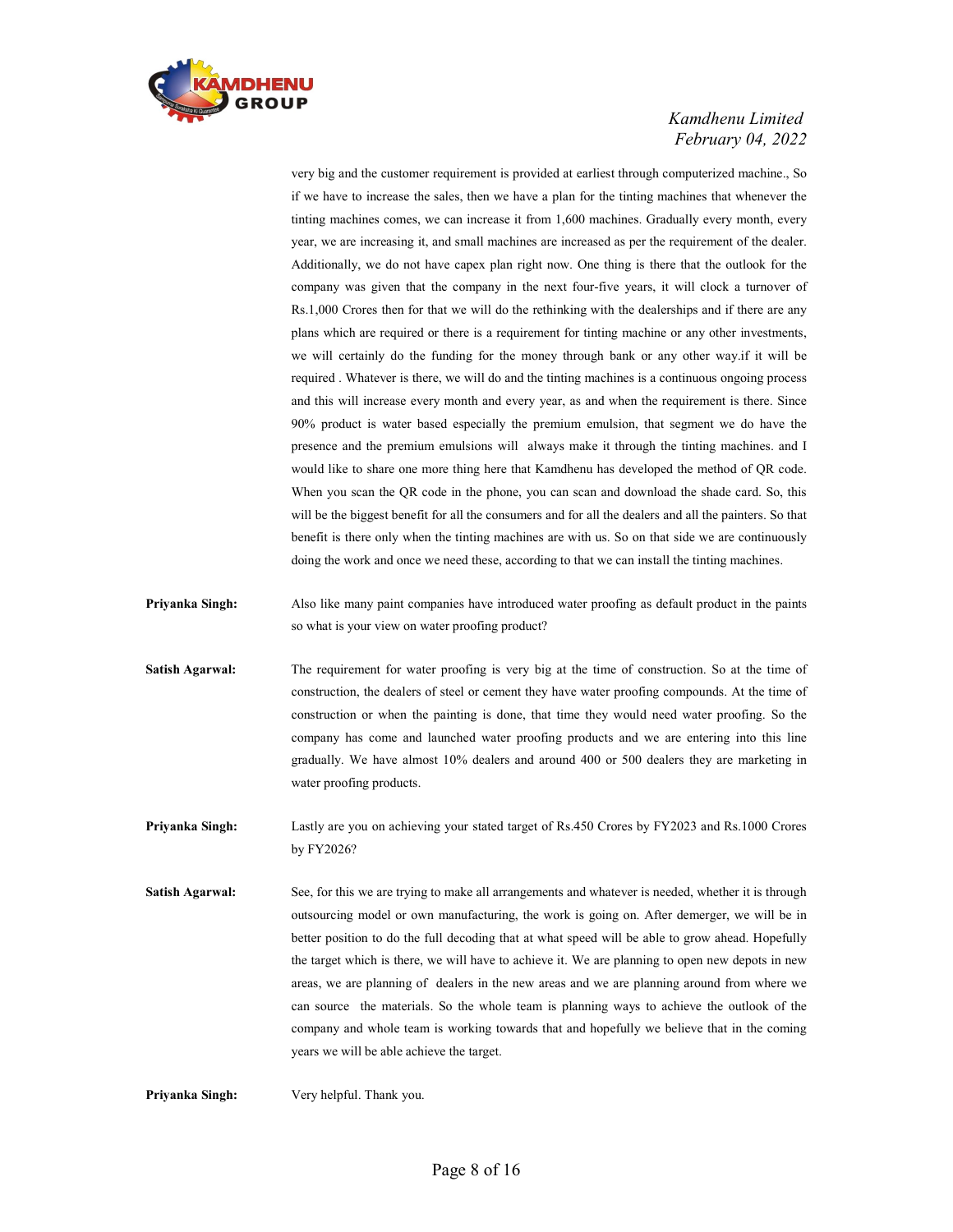very big and the customer requirement is provided at earliest through computerized machine., So if we have to increase the sales, then we have a plan for the tinting machines that whenever the tinting machines comes, we can increase it from 1,600 machines. Gradually every month, every year, we are increasing it, and small machines are increased as per the requirement of the dealer. Additionally, we do not have capex plan right now. One thing is there that the outlook for the company was given that the company in the next four-five years, it will clock a turnover of Rs.1,000 Crores then for that we will do the rethinking with the dealerships and if there are any plans which are required or there is a requirement for tinting machine or any other investments, we will certainly do the funding for the money through bank or any other way.if it will be required . Whatever is there, we will do and the tinting machines is a continuous ongoing process and this will increase every month and every year, as and when the requirement is there. Since 90% product is water based especially the premium emulsion, that segment we do have the presence and the premium emulsions will always make it through the tinting machines. and I would like to share one more thing here that Kamdhenu has developed the method of QR code. When you scan the QR code in the phone, you can scan and download the shade card. So, this will be the biggest benefit for all the consumers and for all the dealers and all the painters. So that benefit is there only when the tinting machines are with us. So on that side we are continuously doing the work and once we need these, according to that we can install the tinting machines.

**Priyanka Singh:** Also like many paint companies have introduced water proofing as default product in the paints so what is your view on water proofing product?

**Satish Agarwal:** The requirement for water proofing is very big at the time of construction. So at the time of construction, the dealers of steel or cement they have water proofing compounds. At the time of construction or when the painting is done, that time they would need water proofing. So the company has come and launched water proofing products and we are entering into this line gradually. We have almost 10% dealers and around 400 or 500 dealers they are marketing in water proofing products.

**Priyanka Singh:** Lastly are you on achieving your stated target of Rs.450 Crores by FY2023 and Rs.1000 Crores by FY2026?

**Satish Agarwal:** See, for this we are trying to make all arrangements and whatever is needed, whether it is through outsourcing model or own manufacturing, the work is going on. After demerger, we will be in better position to do the full decoding that at what speed will be able to grow ahead. Hopefully the target which is there, we will have to achieve it. We are planning to open new depots in new areas, we are planning of dealers in the new areas and we are planning around from where we can source the materials. So the whole team is planning ways to achieve the outlook of the company and whole team is working towards that and hopefully we believe that in the coming years we will be able achieve the target.

**Priyanka Singh:** Very helpful. Thank you.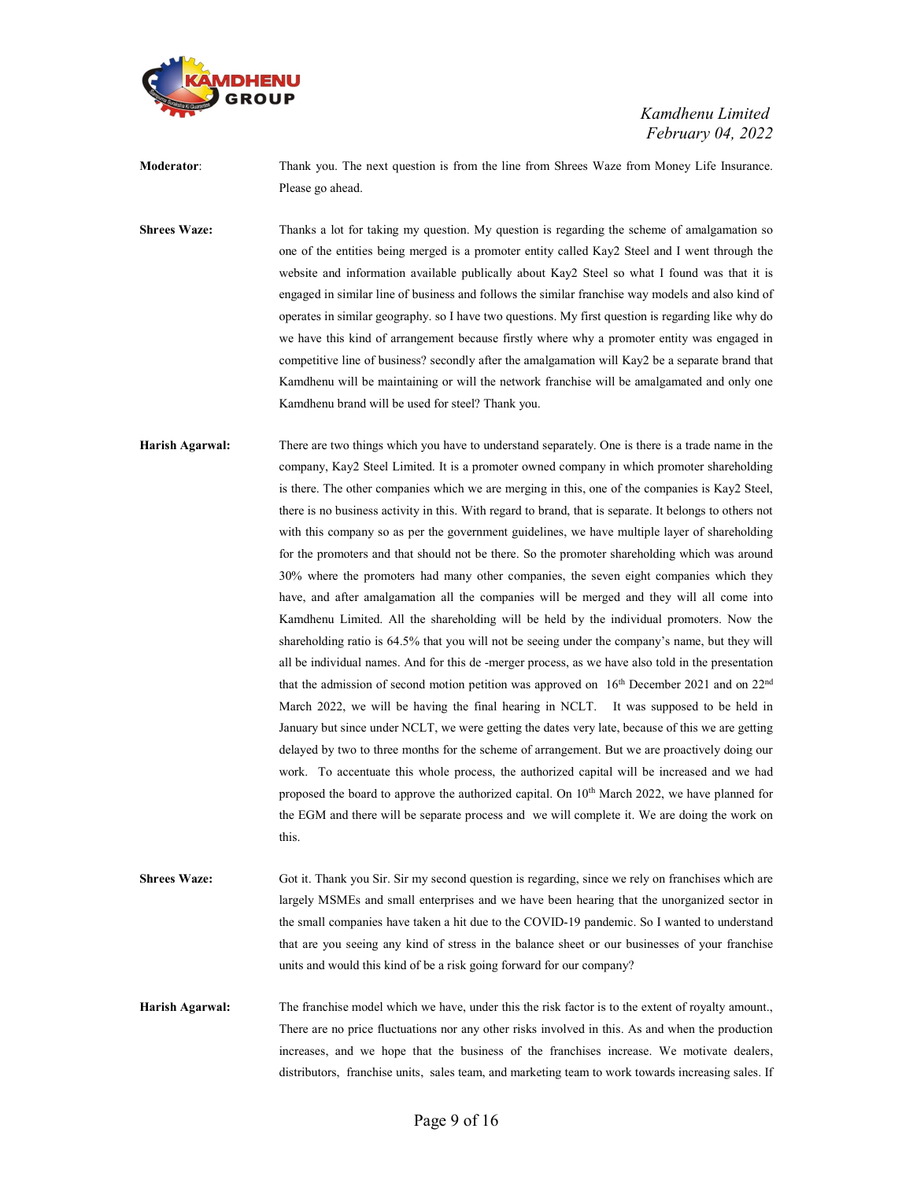**Moderator**: Thank you. The next question is from the line from Shrees Waze from Money Life Insurance. Please go ahead.

**Shrees Waze:** Thanks a lot for taking my question. My question is regarding the scheme of amalgamation so one of the entities being merged is a promoter entity called Kay2 Steel and I went through the website and information available publically about Kay2 Steel so what I found was that it is engaged in similar line of business and follows the similar franchise way models and also kind of operates in similar geography. so I have two questions. My first question is regarding like why do we have this kind of arrangement because firstly where why a promoter entity was engaged in competitive line of business? secondly after the amalgamation will Kay2 be a separate brand that Kamdhenu will be maintaining or will the network franchise will be amalgamated and only one Kamdhenu brand will be used for steel? Thank you.

**Harish Agarwal:** There are two things which you have to understand separately. One is there is a trade name in the company, Kay2 Steel Limited. It is a promoter owned company in which promoter shareholding is there. The other companies which we are merging in this, one of the companies is Kay2 Steel, there is no business activity in this. With regard to brand, that is separate. It belongs to others not with this company so as per the government guidelines, we have multiple layer of shareholding for the promoters and that should not be there. So the promoter shareholding which was around 30% where the promoters had many other companies, the seven eight companies which they have, and after amalgamation all the companies will be merged and they will all come into Kamdhenu Limited. All the shareholding will be held by the individual promoters. Now the shareholding ratio is 64.5% that you will not be seeing under the company's name, but they will all be individual names. And for this de -merger process, as we have also told in the presentation that the admission of second motion petition was approved on 16th December 2021 and on 22nd March 2022, we will be having the final hearing in NCLT. It was supposed to be held in January but since under NCLT, we were getting the dates very late, because of this we are getting delayed by two to three months for the scheme of arrangement. But we are proactively doing our work. To accentuate this whole process, the authorized capital will be increased and we had proposed the board to approve the authorized capital. On 10th March 2022, we have planned for the EGM and there will be separate process and we will complete it. We are doing the work on this.

**Shrees Waze:** Got it. Thank you Sir. Sir my second question is regarding, since we rely on franchises which are largely MSMEs and small enterprises and we have been hearing that the unorganized sector in the small companies have taken a hit due to the COVID-19 pandemic. So I wanted to understand that are you seeing any kind of stress in the balance sheet or our businesses of your franchise units and would this kind of be a risk going forward for our company?

**Harish Agarwal:** The franchise model which we have, under this the risk factor is to the extent of royalty amount., There are no price fluctuations nor any other risks involved in this. As and when the production increases, and we hope that the business of the franchises increase. We motivate dealers, distributors, franchise units, sales team, and marketing team to work towards increasing sales. If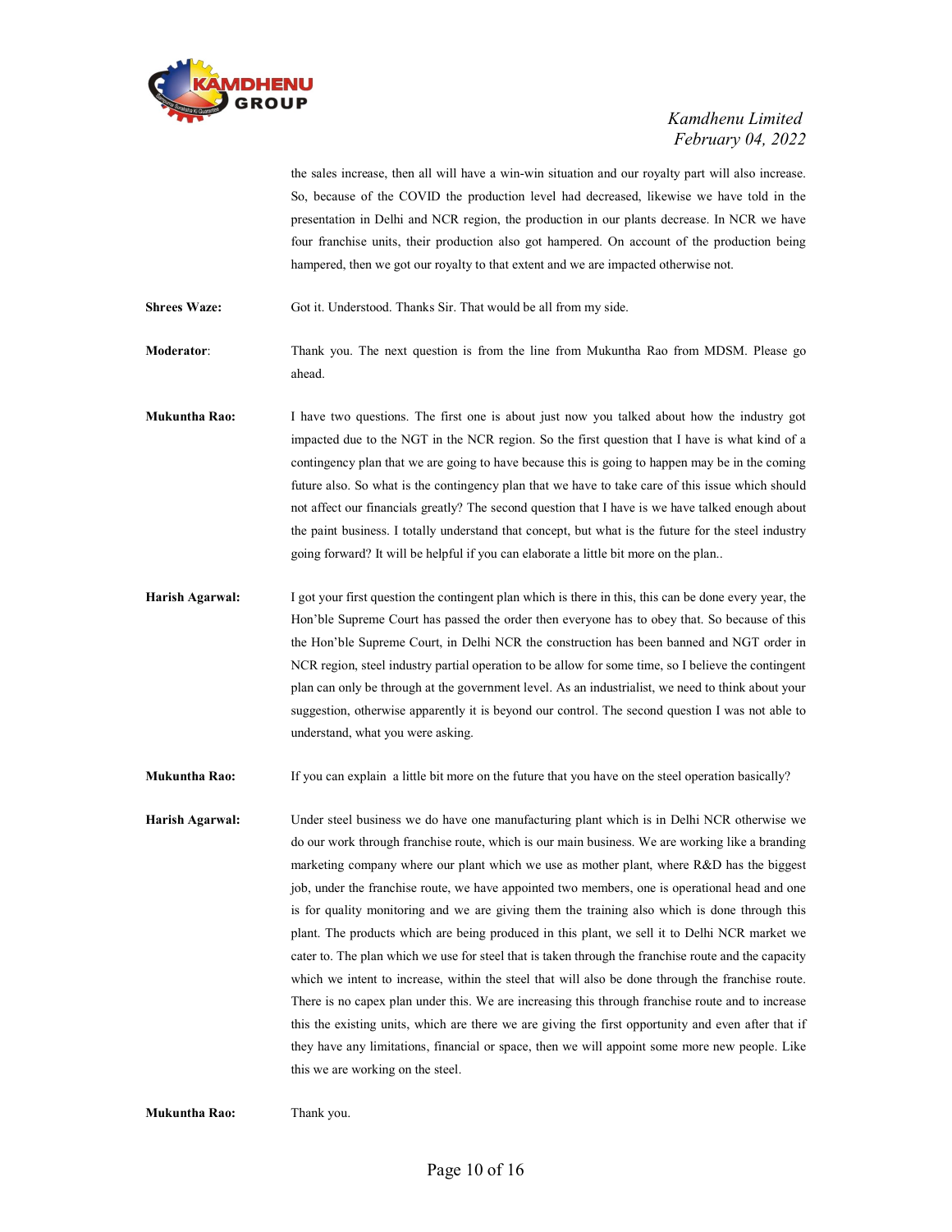the sales increase, then all will have a win-win situation and our royalty part will also increase. So, because of the COVID the production level had decreased, likewise we have told in the presentation in Delhi and NCR region, the production in our plants decrease. In NCR we have four franchise units, their production also got hampered. On account of the production being hampered, then we got our royalty to that extent and we are impacted otherwise not.

**Shrees Waze:** Got it. Understood. Thanks Sir. That would be all from my side.

**Moderator**: Thank you. The next question is from the line from Mukuntha Rao from MDSM. Please go ahead.

**Mukuntha Rao:** I have two questions. The first one is about just now you talked about how the industry got impacted due to the NGT in the NCR region. So the first question that I have is what kind of a contingency plan that we are going to have because this is going to happen may be in the coming future also. So what is the contingency plan that we have to take care of this issue which should not affect our financials greatly? The second question that I have is we have talked enough about the paint business. I totally understand that concept, but what is the future for the steel industry going forward? It will be helpful if you can elaborate a little bit more on the plan..

**Harish Agarwal:** I got your first question the contingent plan which is there in this, this can be done every year, the Hon'ble Supreme Court has passed the order then everyone has to obey that. So because of this the Hon'ble Supreme Court, in Delhi NCR the construction has been banned and NGT order in NCR region, steel industry partial operation to be allow for some time, so I believe the contingent plan can only be through at the government level. As an industrialist, we need to think about your suggestion, otherwise apparently it is beyond our control. The second question I was not able to understand, what you were asking.

**Mukuntha Rao:** If you can explain a little bit more on the future that you have on the steel operation basically?

**Harish Agarwal:** Under steel business we do have one manufacturing plant which is in Delhi NCR otherwise we do our work through franchise route, which is our main business. We are working like a branding marketing company where our plant which we use as mother plant, where R&D has the biggest job, under the franchise route, we have appointed two members, one is operational head and one is for quality monitoring and we are giving them the training also which is done through this plant. The products which are being produced in this plant, we sell it to Delhi NCR market we cater to. The plan which we use for steel that is taken through the franchise route and the capacity which we intent to increase, within the steel that will also be done through the franchise route. There is no capex plan under this. We are increasing this through franchise route and to increase this the existing units, which are there we are giving the first opportunity and even after that if they have any limitations, financial or space, then we will appoint some more new people. Like this we are working on the steel.

**Mukuntha Rao:** Thank you.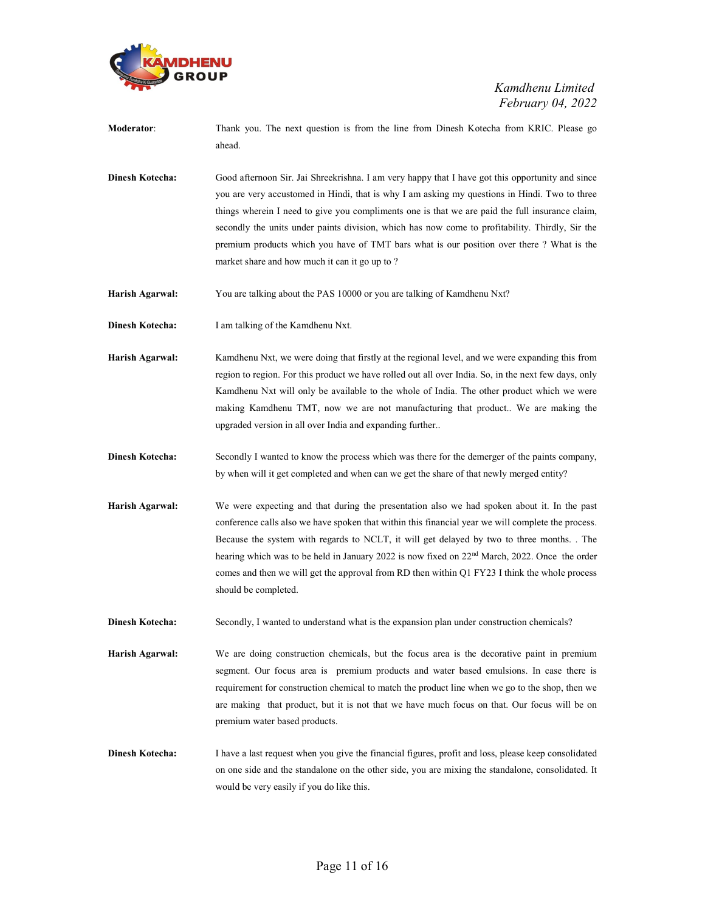**Moderator**: Thank you. The next question is from the line from Dinesh Kotecha from KRIC. Please go ahead.

**Dinesh Kotecha:** Good afternoon Sir. Jai Shreekrishna. I am very happy that I have got this opportunity and since you are very accustomed in Hindi, that is why I am asking my questions in Hindi. Two to three things wherein I need to give you compliments one is that we are paid the full insurance claim, secondly the units under paints division, which has now come to profitability. Thirdly, Sir the premium products which you have of TMT bars what is our position over there ? What is the market share and how much it can it go up to ?

**Harish Agarwal:** You are talking about the PAS 10000 or you are talking of Kamdhenu Nxt?

**Dinesh Kotecha:** I am talking of the Kamdhenu Nxt.

**Harish Agarwal:** Kamdhenu Nxt, we were doing that firstly at the regional level, and we were expanding this from region to region. For this product we have rolled out all over India. So, in the next few days, only Kamdhenu Nxt will only be available to the whole of India. The other product which we were making Kamdhenu TMT, now we are not manufacturing that product.. We are making the upgraded version in all over India and expanding further..

**Dinesh Kotecha:** Secondly I wanted to know the process which was there for the demerger of the paints company, by when will it get completed and when can we get the share of that newly merged entity?

**Harish Agarwal:** We were expecting and that during the presentation also we had spoken about it. In the past conference calls also we have spoken that within this financial year we will complete the process. Because the system with regards to NCLT, it will get delayed by two to three months. . The hearing which was to be held in January 2022 is now fixed on 22nd March, 2022. Once the order comes and then we will get the approval from RD then within Q1 FY23 I think the whole process should be completed.

**Dinesh Kotecha:** Secondly, I wanted to understand what is the expansion plan under construction chemicals?

**Harish Agarwal:** We are doing construction chemicals, but the focus area is the decorative paint in premium segment. Our focus area is premium products and water based emulsions. In case there is requirement for construction chemical to match the product line when we go to the shop, then we are making that product, but it is not that we have much focus on that. Our focus will be on premium water based products.

**Dinesh Kotecha:** I have a last request when you give the financial figures, profit and loss, please keep consolidated on one side and the standalone on the other side, you are mixing the standalone, consolidated. It would be very easily if you do like this.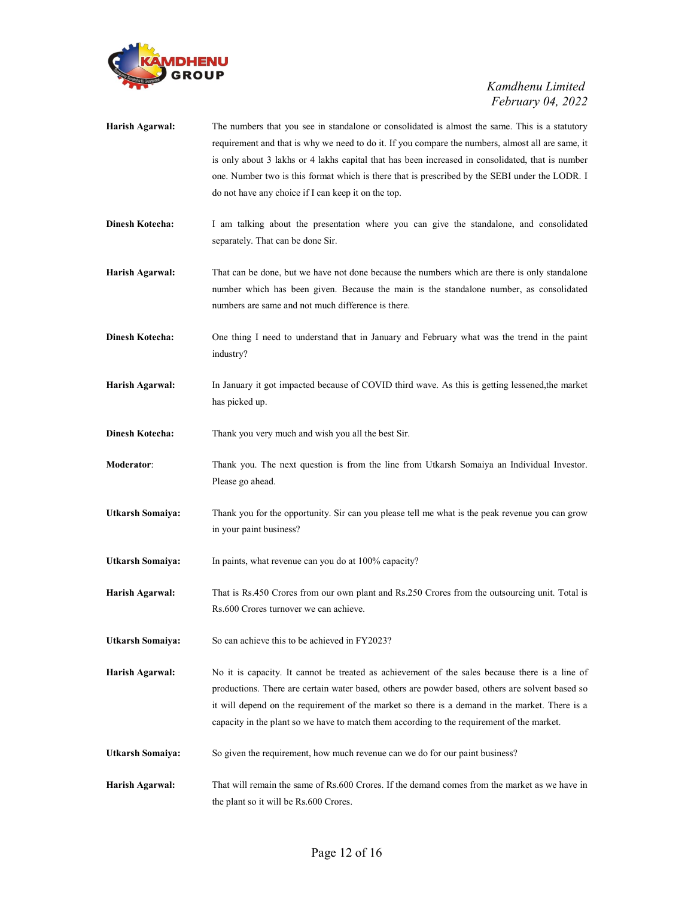**Harish Agarwal:** The numbers that you see in standalone or consolidated is almost the same. This is a statutory requirement and that is why we need to do it. If you compare the numbers, almost all are same, it is only about 3 lakhs or 4 lakhs capital that has been increased in consolidated, that is number one. Number two is this format which is there that is prescribed by the SEBI under the LODR. I do not have any choice if I can keep it on the top.

**Dinesh Kotecha:** I am talking about the presentation where you can give the standalone, and consolidated separately. That can be done Sir.

**Harish Agarwal:** That can be done, but we have not done because the numbers which are there is only standalone number which has been given. Because the main is the standalone number, as consolidated numbers are same and not much difference is there.

**Dinesh Kotecha:** One thing I need to understand that in January and February what was the trend in the paint industry?

**Harish Agarwal:** In January it got impacted because of COVID third wave. As this is getting lessened,the market has picked up.

**Dinesh Kotecha:** Thank you very much and wish you all the best Sir.

**Moderator:** Thank you. The next question is from the line from Utkarsh Somaiya an Individual Investor. Please go ahead.

**Utkarsh Somaiya:** Thank you for the opportunity. Sir can you please tell me what is the peak revenue you can grow in your paint business?

**Utkarsh Somaiya:** In paints, what revenue can you do at 100% capacity?

**Harish Agarwal:** That is Rs.450 Crores from our own plant and Rs.250 Crores from the outsourcing unit. Total is Rs.600 Crores turnover we can achieve.

**Utkarsh Somaiya:** So can achieve this to be achieved in FY2023?

**Harish Agarwal:** No it is capacity. It cannot be treated as achievement of the sales because there is a line of productions. There are certain water based, others are powder based, others are solvent based so it will depend on the requirement of the market so there is a demand in the market. There is a capacity in the plant so we have to match them according to the requirement of the market.

**Utkarsh Somaiya:** So given the requirement, how much revenue can we do for our paint business?

**Harish Agarwal:** That will remain the same of Rs.600 Crores. If the demand comes from the market as we have in the plant so it will be Rs.600 Crores.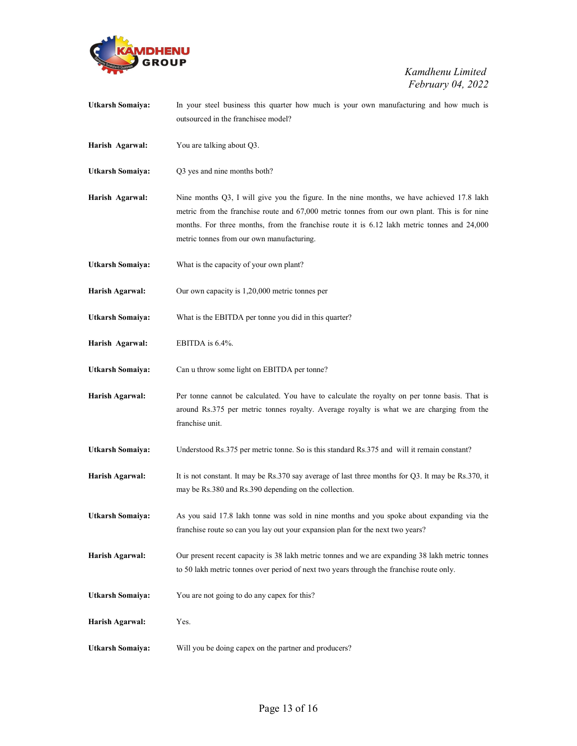**Utkarsh Somaiya:** In your steel business this quarter how much is your own manufacturing and how much is outsourced in the franchisee model?

**Harish Agarwal:** You are talking about Q3.

**Utkarsh Somaiya:** Q3 yes and nine months both?

**Harish Agarwal:** Nine months Q3, I will give you the figure. In the nine months, we have achieved 17.8 lakh metric from the franchise route and 67,000 metric tonnes from our own plant. This is for nine months. For three months, from the franchise route it is 6.12 lakh metric tonnes and 24,000 metric tonnes from our own manufacturing.

**Utkarsh Somaiya:** What is the capacity of your own plant?

**Harish Agarwal:** Our own capacity is 1,20,000 metric tonnes per

**Utkarsh Somaiya:** What is the EBITDA per tonne you did in this quarter?

**Harish Agarwal:** EBITDA is 6.4%.

**Utkarsh Somaiya:** Can u throw some light on EBITDA per tonne?

**Harish Agarwal:** Per tonne cannot be calculated. You have to calculate the royalty on per tonne basis. That is around Rs.375 per metric tonnes royalty. Average royalty is what we are charging from the franchise unit.

**Utkarsh Somaiya:** Understood Rs.375 per metric tonne. So is this standard Rs.375 and will it remain constant?

**Harish Agarwal:** It is not constant. It may be Rs.370 say average of last three months for Q3. It may be Rs.370, it may be Rs.380 and Rs.390 depending on the collection.

**Utkarsh Somaiya:** As you said 17.8 lakh tonne was sold in nine months and you spoke about expanding via the franchise route so can you lay out your expansion plan for the next two years?

**Harish Agarwal:** Our present recent capacity is 38 lakh metric tonnes and we are expanding 38 lakh metric tonnes to 50 lakh metric tonnes over period of next two years through the franchise route only.

**Utkarsh Somaiya:** You are not going to do any capex for this?

**Harish Agarwal:** Yes.

**Utkarsh Somaiya:** Will you be doing capex on the partner and producers?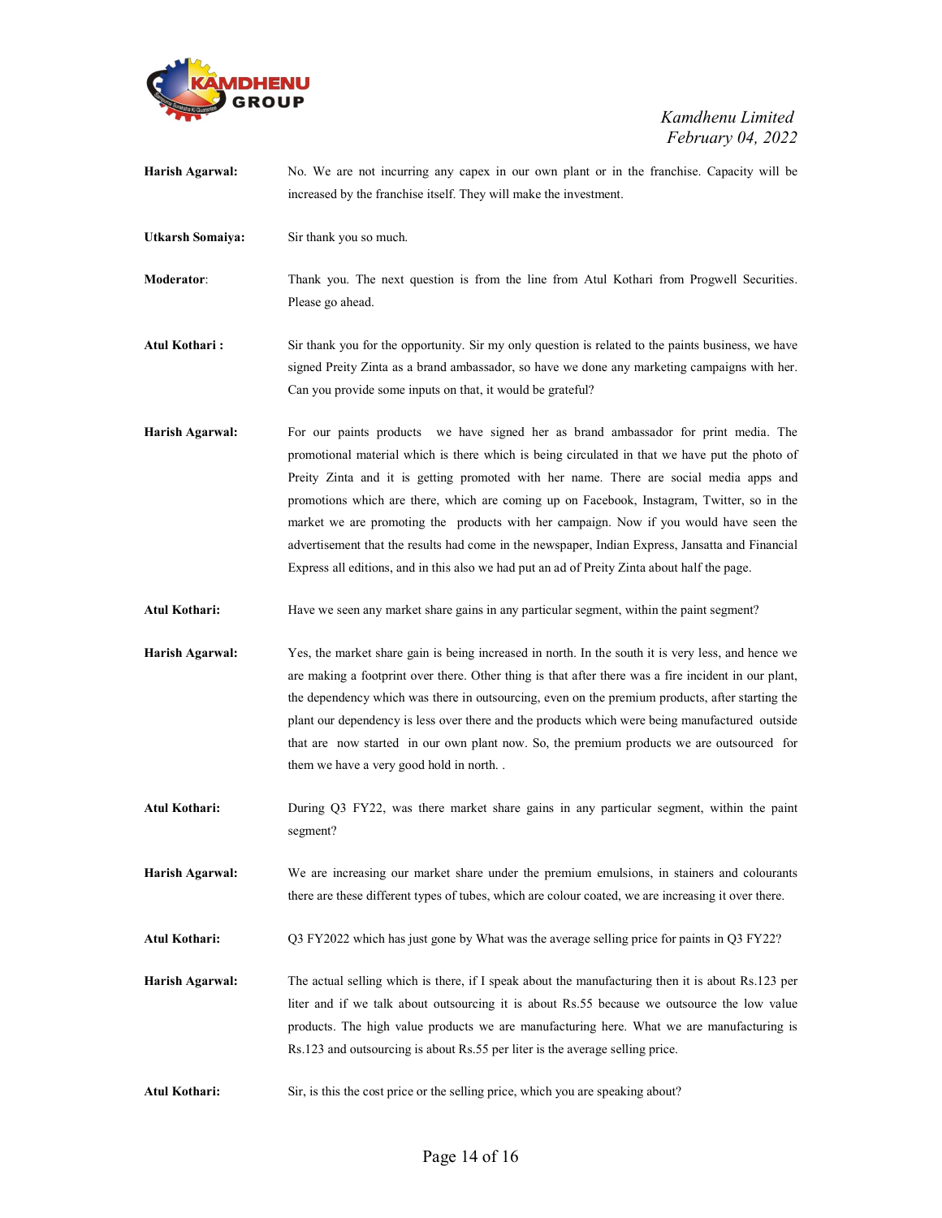**Harish Agarwal:** No. We are not incurring any capex in our own plant or in the franchise. Capacity will be increased by the franchise itself. They will make the investment.

**Utkarsh Somaiya:** Sir thank you so much.

**Moderator**: Thank you. The next question is from the line from Atul Kothari from Progwell Securities. Please go ahead.

**Atul Kothari :** Sir thank you for the opportunity. Sir my only question is related to the paints business, we have signed Preity Zinta as a brand ambassador, so have we done any marketing campaigns with her. Can you provide some inputs on that, it would be grateful?

**Harish Agarwal:** For our paints products we have signed her as brand ambassador for print media. The promotional material which is there which is being circulated in that we have put the photo of Preity Zinta and it is getting promoted with her name. There are social media apps and promotions which are there, which are coming up on Facebook, Instagram, Twitter, so in the market we are promoting the products with her campaign. Now if you would have seen the advertisement that the results had come in the newspaper, Indian Express, Jansatta and Financial Express all editions, and in this also we had put an ad of Preity Zinta about half the page.

**Atul Kothari:** Have we seen any market share gains in any particular segment, within the paint segment?

**Harish Agarwal:** Yes, the market share gain is being increased in north. In the south it is very less, and hence we are making a footprint over there. Other thing is that after there was a fire incident in our plant, the dependency which was there in outsourcing, even on the premium products, after starting the plant our dependency is less over there and the products which were being manufactured outside that are now started in our own plant now. So, the premium products we are outsourced for them we have a very good hold in north. .

**Atul Kothari:** During Q3 FY22, was there market share gains in any particular segment, within the paint segment?

**Harish Agarwal:** We are increasing our market share under the premium emulsions, in stainers and colourants there are these different types of tubes, which are colour coated, we are increasing it over there.

**Atul Kothari:** Q3 FY2022 which has just gone by What was the average selling price for paints in Q3 FY22?

**Harish Agarwal:** The actual selling which is there, if I speak about the manufacturing then it is about Rs.123 per liter and if we talk about outsourcing it is about Rs.55 because we outsource the low value products. The high value products we are manufacturing here. What we are manufacturing is Rs.123 and outsourcing is about Rs.55 per liter is the average selling price.

**Atul Kothari:** Sir, is this the cost price or the selling price, which you are speaking about?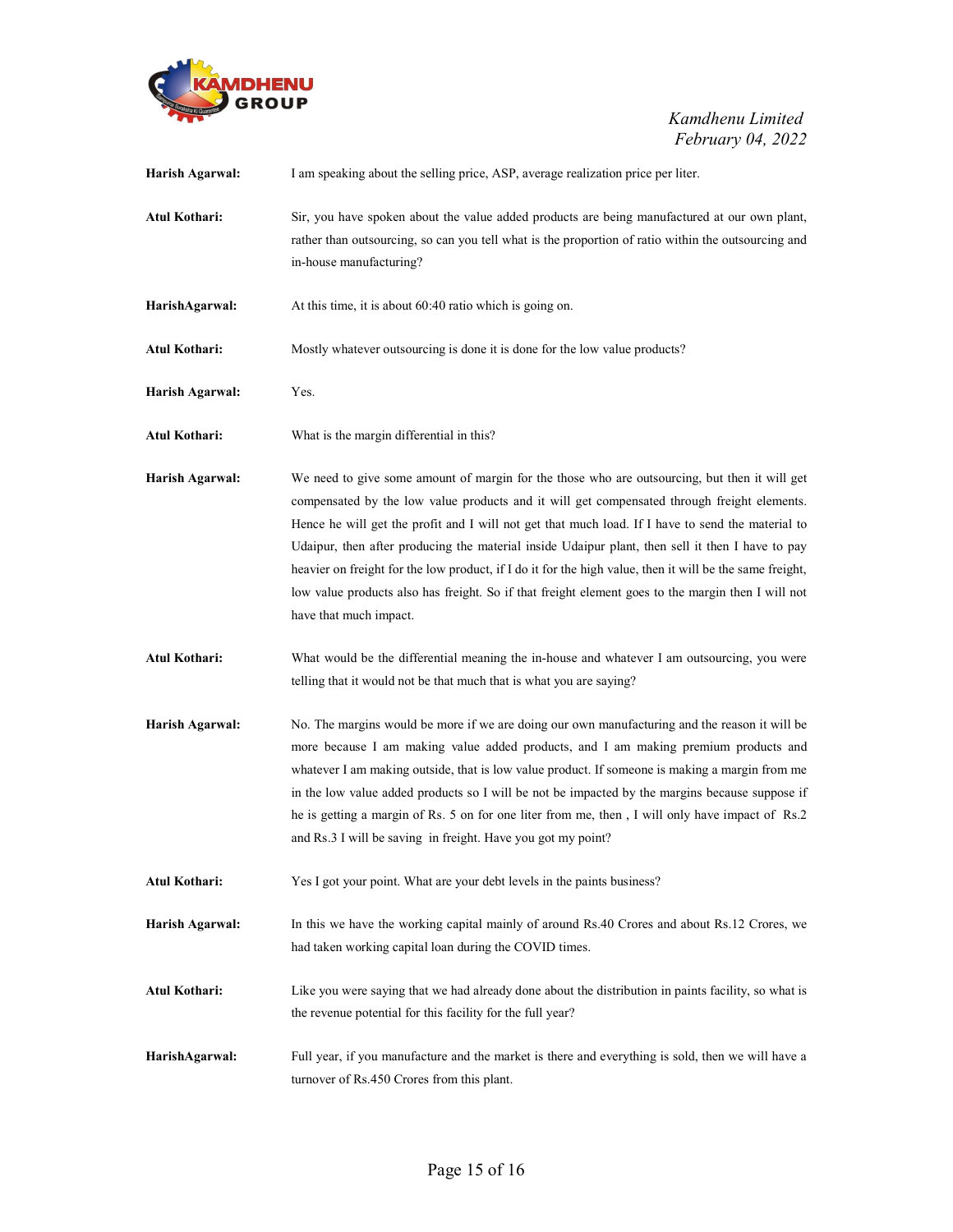**Harish Agarwal:** I am speaking about the selling price, ASP, average realization price per liter.

**Atul Kothari:** Sir, you have spoken about the value added products are being manufactured at our own plant, rather than outsourcing, so can you tell what is the proportion of ratio within the outsourcing and in-house manufacturing?

**HarishAgarwal:** At this time, it is about 60:40 ratio which is going on.

**Atul Kothari:** Mostly whatever outsourcing is done it is done for the low value products?

**Harish Agarwal:** Yes.

**Atul Kothari:** What is the margin differential in this?

**Harish Agarwal:** We need to give some amount of margin for the those who are outsourcing, but then it will get compensated by the low value products and it will get compensated through freight elements. Hence he will get the profit and I will not get that much load. If I have to send the material to Udaipur, then after producing the material inside Udaipur plant, then sell it then I have to pay heavier on freight for the low product, if I do it for the high value, then it will be the same freight, low value products also has freight. So if that freight element goes to the margin then I will not have that much impact.

**Atul Kothari:** What would be the differential meaning the in-house and whatever I am outsourcing, you were telling that it would not be that much that is what you are saying?

**Harish Agarwal:** No. The margins would be more if we are doing our own manufacturing and the reason it will be more because I am making value added products, and I am making premium products and whatever I am making outside, that is low value product. If someone is making a margin from me in the low value added products so I will be not be impacted by the margins because suppose if he is getting a margin of Rs. 5 on for one liter from me, then , I will only have impact of Rs.2 and Rs.3 I will be saving in freight. Have you got my point?

**Atul Kothari:** Yes I got your point. What are your debt levels in the paints business?

**Harish Agarwal:** In this we have the working capital mainly of around Rs.40 Crores and about Rs.12 Crores, we had taken working capital loan during the COVID times.

**Atul Kothari:** Like you were saying that we had already done about the distribution in paints facility, so what is the revenue potential for this facility for the full year?

**HarishAgarwal:** Full year, if you manufacture and the market is there and everything is sold, then we will have a turnover of Rs.450 Crores from this plant.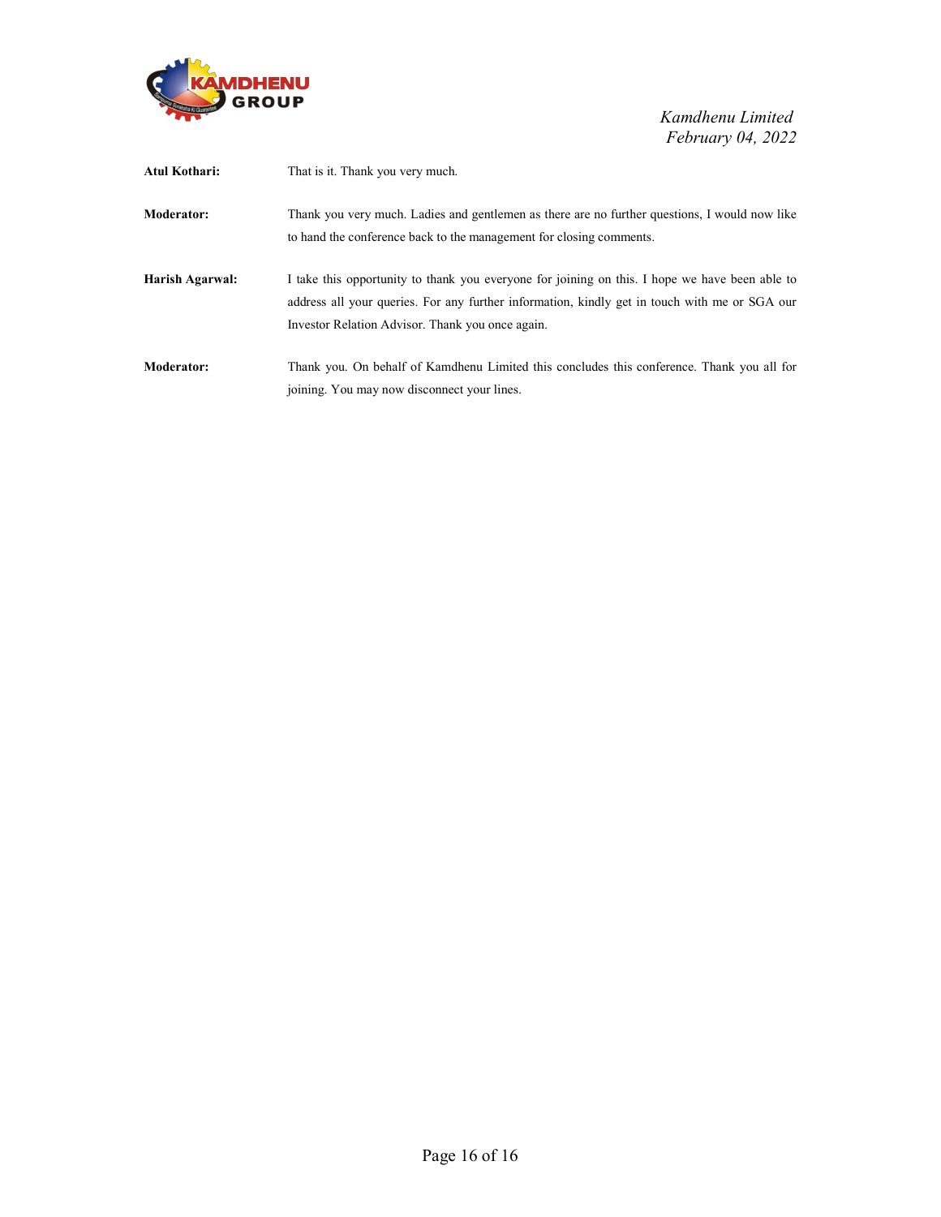**Atul Kothari:** That is it. Thank you very much.

**Moderator:** Thank you very much. Ladies and gentlemen as there are no further questions, I would now like to hand the conference back to the management for closing comments.

**Harish Agarwal:** I take this opportunity to thank you everyone for joining on this. I hope we have been able to address all your queries. For any further information, kindly get in touch with me or SGA our Investor Relation Advisor. Thank you once again.

**Moderator:** Thank you. On behalf of Kamdhenu Limited this concludes this conference. Thank you all for joining. You may now disconnect your lines.